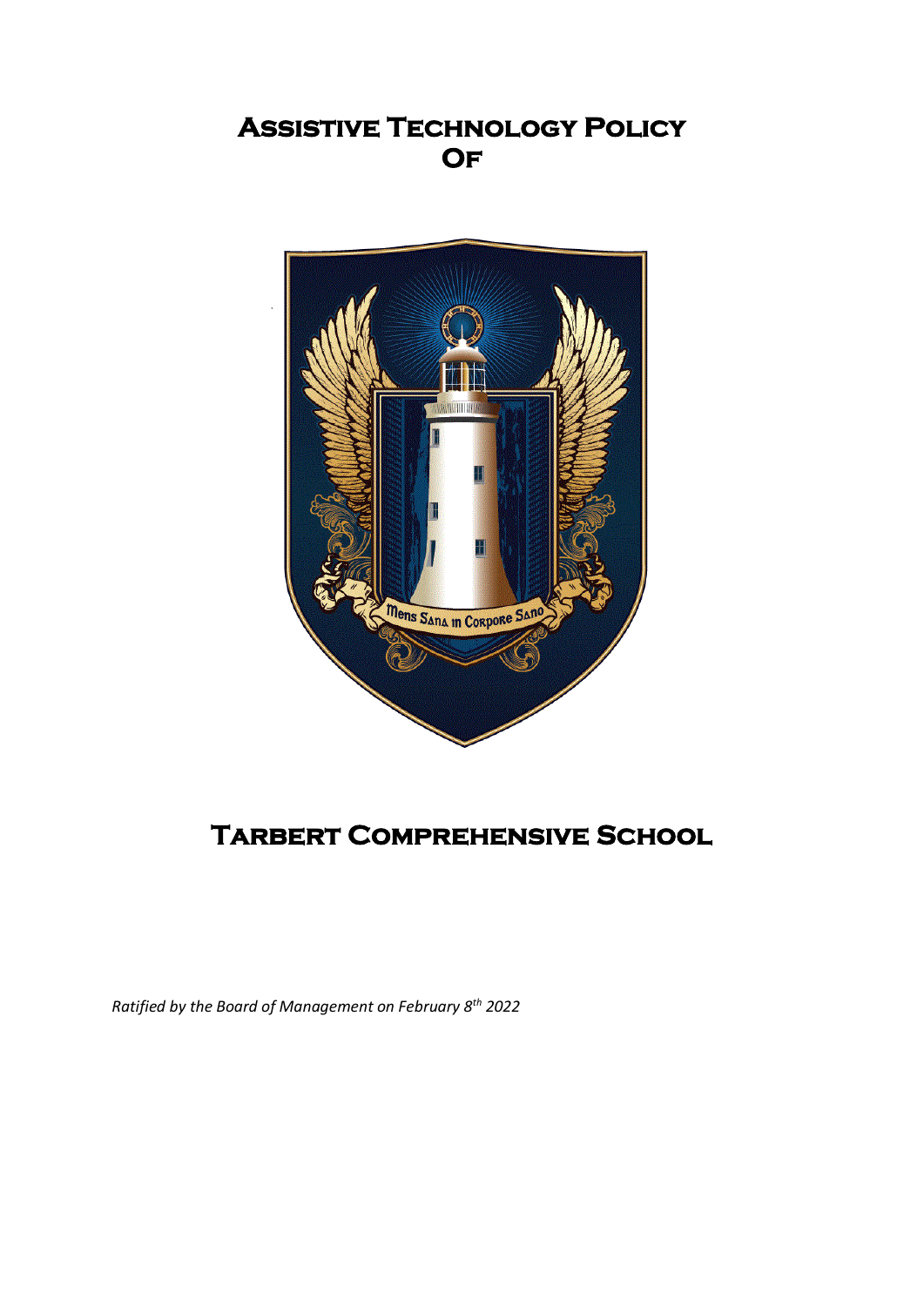# Assistive Technology Policy Of

# Tarbert Comprehensive School

*Ratified by the Board of Management on February 8th 2022*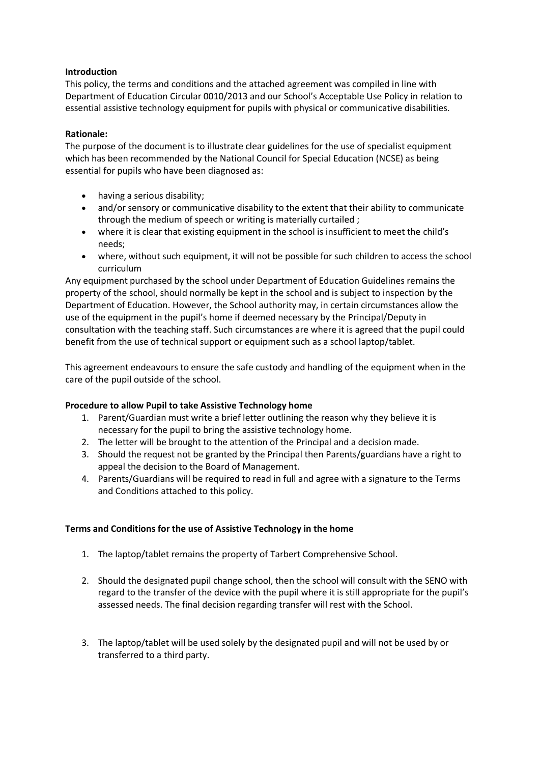**Introduction**

This policy, the terms and conditions and the attached agreement was compiled in line with Department of Education Circular 0010/2013 and our School's Acceptable Use Policy in relation to essential assistive technology equipment for pupils with physical or communicative disabilities.

**Rationale:**

The purpose of the document is to illustrate clear guidelines for the use of specialist equipment which has been recommended by the National Council for Special Education (NCSE) as being essential for pupils who have been diagnosed as:

- having a serious disability;
- and/or sensory or communicative disability to the extent that their ability to communicate through the medium of speech or writing is materially curtailed ;
- where it is clear that existing equipment in the school is insufficient to meet the child's needs;
- where, without such equipment, it will not be possible for such children to access the school curriculum

Any equipment purchased by the school under Department of Education Guidelines remains the property of the school, should normally be kept in the school and is subject to inspection by the Department of Education. However, the School authority may, in certain circumstances allow the use of the equipment in the pupil's home if deemed necessary by the Principal/Deputy in consultation with the teaching staff. Such circumstances are where it is agreed that the pupil could benefit from the use of technical support or equipment such as a school laptop/tablet.

This agreement endeavours to ensure the safe custody and handling of the equipment when in the care of the pupil outside of the school.

**Procedure to allow Pupil to take Assistive Technology home**

1. Parent/Guardian must write a brief letter outlining the reason why they believe it is necessary for the pupil to bring the assistive technology home.
2. The letter will be brought to the attention of the Principal and a decision made.
3. Should the request not be granted by the Principal then Parents/guardians have a right to appeal the decision to the Board of Management.
4. Parents/Guardians will be required to read in full and agree with a signature to the Terms and Conditions attached to this policy.

**Terms and Conditions for the use of Assistive Technology in the home**

1. The laptop/tablet remains the property of Tarbert Comprehensive School.
2. Should the designated pupil change school, then the school will consult with the SENO with regard to the transfer of the device with the pupil where it is still appropriate for the pupil's assessed needs. The final decision regarding transfer will rest with the School.
3. The laptop/tablet will be used solely by the designated pupil and will not be used by or transferred to a third party.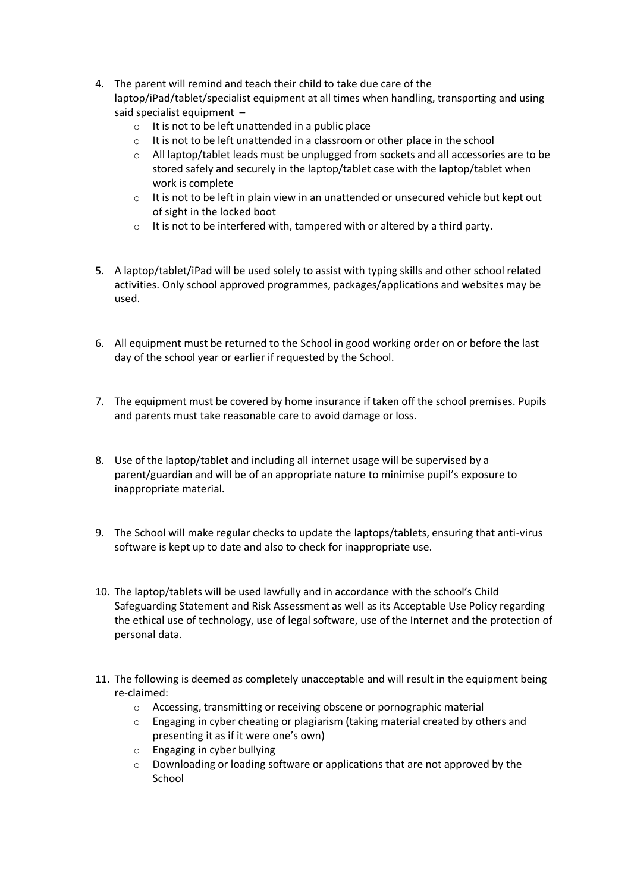4. The parent will remind and teach their child to take due care of the laptop/iPad/tablet/specialist equipment at all times when handling, transporting and using said specialist equipment –
    - It is not to be left unattended in a public place
    - It is not to be left unattended in a classroom or other place in the school
    - All laptop/tablet leads must be unplugged from sockets and all accessories are to be stored safely and securely in the laptop/tablet case with the laptop/tablet when work is complete
    - It is not to be left in plain view in an unattended or unsecured vehicle but kept out of sight in the locked boot
    - It is not to be interfered with, tampered with or altered by a third party.

5. A laptop/tablet/iPad will be used solely to assist with typing skills and other school related activities. Only school approved programmes, packages/applications and websites may be used.

6. All equipment must be returned to the School in good working order on or before the last day of the school year or earlier if requested by the School.

7. The equipment must be covered by home insurance if taken off the school premises. Pupils and parents must take reasonable care to avoid damage or loss.

8. Use of the laptop/tablet and including all internet usage will be supervised by a parent/guardian and will be of an appropriate nature to minimise pupil's exposure to inappropriate material.

9. The School will make regular checks to update the laptops/tablets, ensuring that anti-virus software is kept up to date and also to check for inappropriate use.

10. The laptop/tablets will be used lawfully and in accordance with the school's Child Safeguarding Statement and Risk Assessment as well as its Acceptable Use Policy regarding the ethical use of technology, use of legal software, use of the Internet and the protection of personal data.

11. The following is deemed as completely unacceptable and will result in the equipment being re-claimed:
    - Accessing, transmitting or receiving obscene or pornographic material
    - Engaging in cyber cheating or plagiarism (taking material created by others and presenting it as if it were one's own)
    - Engaging in cyber bullying
    - Downloading or loading software or applications that are not approved by the School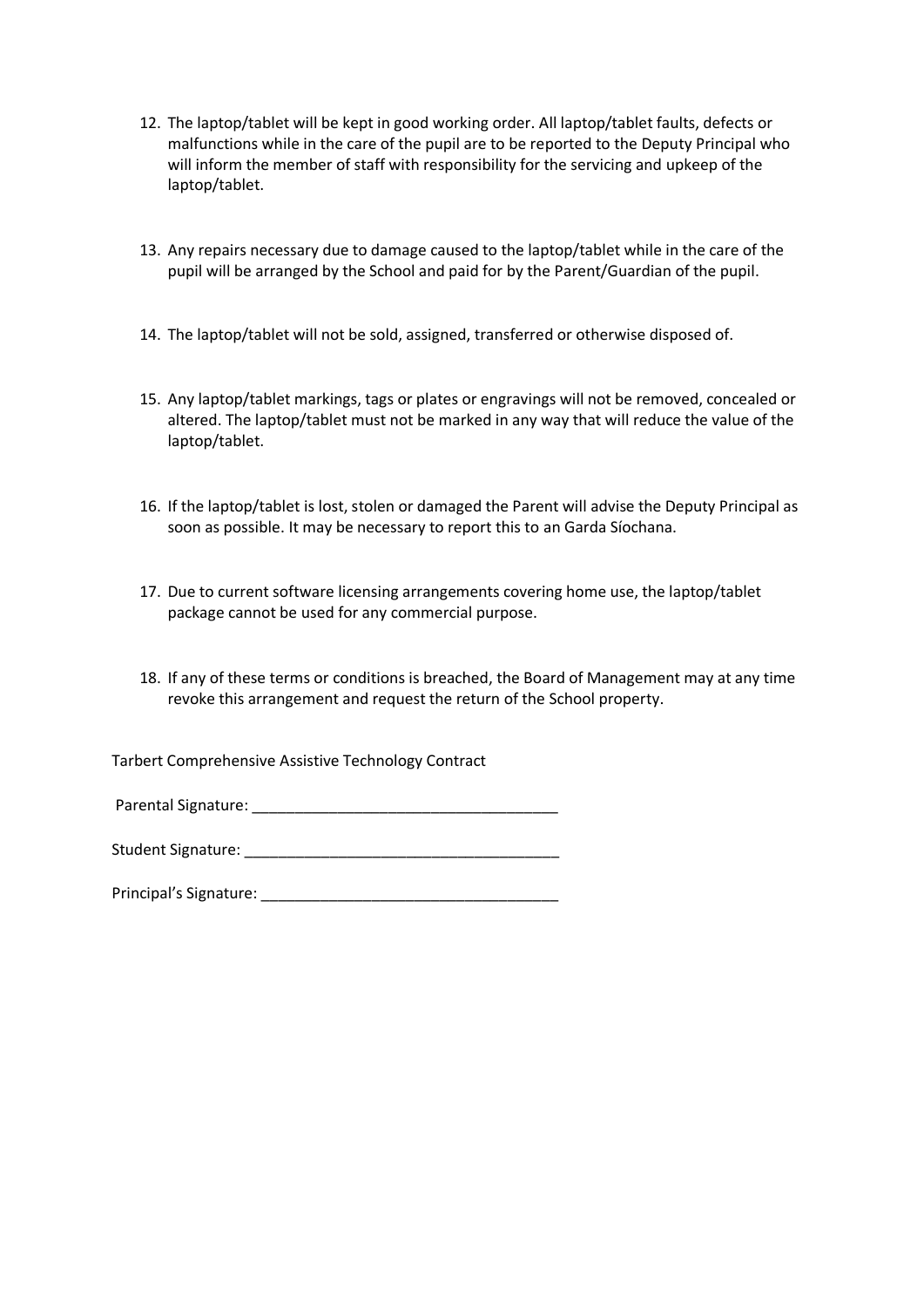12. The laptop/tablet will be kept in good working order. All laptop/tablet faults, defects or malfunctions while in the care of the pupil are to be reported to the Deputy Principal who will inform the member of staff with responsibility for the servicing and upkeep of the laptop/tablet.

13. Any repairs necessary due to damage caused to the laptop/tablet while in the care of the pupil will be arranged by the School and paid for by the Parent/Guardian of the pupil.

14. The laptop/tablet will not be sold, assigned, transferred or otherwise disposed of.

15. Any laptop/tablet markings, tags or plates or engravings will not be removed, concealed or altered. The laptop/tablet must not be marked in any way that will reduce the value of the laptop/tablet.

16. If the laptop/tablet is lost, stolen or damaged the Parent will advise the Deputy Principal as soon as possible. It may be necessary to report this to an Garda Síochana.

17. Due to current software licensing arrangements covering home use, the laptop/tablet package cannot be used for any commercial purpose.

18. If any of these terms or conditions is breached, the Board of Management may at any time revoke this arrangement and request the return of the School property.

Tarbert Comprehensive Assistive Technology Contract

Parental Signature: ____________________________________

Student Signature: _____________________________________

Principal's Signature: ___________________________________